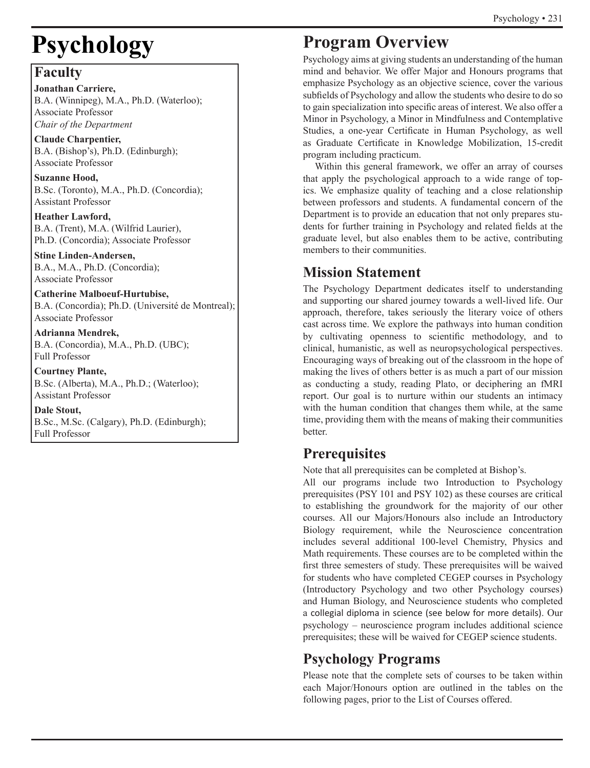# Psychology

## Faculty

**Jonathan Carriere,**
B.A. (Winnipeg), M.A., Ph.D. (Waterloo);
Associate Professor
*Chair of the Department*

**Claude Charpentier,**
B.A. (Bishop's), Ph.D. (Edinburgh);
Associate Professor

**Suzanne Hood,**
B.Sc. (Toronto), M.A., Ph.D. (Concordia);
Assistant Professor

**Heather Lawford,**
B.A. (Trent), M.A. (Wilfrid Laurier),
Ph.D. (Concordia); Associate Professor

**Stine Linden-Andersen,**
B.A., M.A., Ph.D. (Concordia);
Associate Professor

**Catherine Malboeuf-Hurtubise,**
B.A. (Concordia); Ph.D. (Université de Montreal);
Associate Professor

**Adrianna Mendrek,**
B.A. (Concordia), M.A., Ph.D. (UBC);
Full Professor

**Courtney Plante,**
B.Sc. (Alberta), M.A., Ph.D.; (Waterloo);
Assistant Professor

**Dale Stout,**
B.Sc., M.Sc. (Calgary), Ph.D. (Edinburgh);
Full Professor

## Program Overview

Psychology aims at giving students an understanding of the human mind and behavior. We offer Major and Honours programs that emphasize Psychology as an objective science, cover the various subfields of Psychology and allow the students who desire to do so to gain specialization into specific areas of interest. We also offer a Minor in Psychology, a Minor in Mindfulness and Contemplative Studies, a one-year Certificate in Human Psychology, as well as Graduate Certificate in Knowledge Mobilization, 15-credit program including practicum.

Within this general framework, we offer an array of courses that apply the psychological approach to a wide range of topics. We emphasize quality of teaching and a close relationship between professors and students. A fundamental concern of the Department is to provide an education that not only prepares students for further training in Psychology and related fields at the graduate level, but also enables them to be active, contributing members to their communities.

## Mission Statement

The Psychology Department dedicates itself to understanding and supporting our shared journey towards a well-lived life. Our approach, therefore, takes seriously the literary voice of others cast across time. We explore the pathways into human condition by cultivating openness to scientific methodology, and to clinical, humanistic, as well as neuropsychological perspectives. Encouraging ways of breaking out of the classroom in the hope of making the lives of others better is as much a part of our mission as conducting a study, reading Plato, or deciphering an fMRI report. Our goal is to nurture within our students an intimacy with the human condition that changes them while, at the same time, providing them with the means of making their communities better.

## Prerequisites

Note that all prerequisites can be completed at Bishop's.

All our programs include two Introduction to Psychology prerequisites (PSY 101 and PSY 102) as these courses are critical to establishing the groundwork for the majority of our other courses. All our Majors/Honours also include an Introductory Biology requirement, while the Neuroscience concentration includes several additional 100-level Chemistry, Physics and Math requirements. These courses are to be completed within the first three semesters of study. These prerequisites will be waived for students who have completed CEGEP courses in Psychology (Introductory Psychology and two other Psychology courses) and Human Biology, and Neuroscience students who completed a collegial diploma in science (see below for more details). Our psychology – neuroscience program includes additional science prerequisites; these will be waived for CEGEP science students.

## Psychology Programs

Please note that the complete sets of courses to be taken within each Major/Honours option are outlined in the tables on the following pages, prior to the List of Courses offered.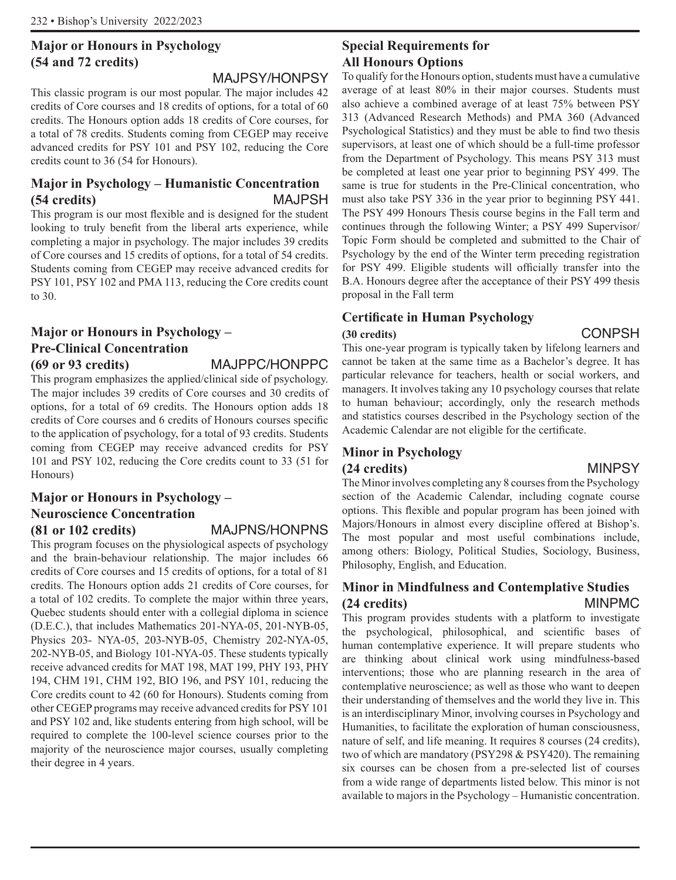## Major or Honours in Psychology (54 and 72 credits)

MAJPSY/HONPSY

This classic program is our most popular. The major includes 42 credits of Core courses and 18 credits of options, for a total of 60 credits. The Honours option adds 18 credits of Core courses, for a total of 78 credits. Students coming from CEGEP may receive advanced credits for PSY 101 and PSY 102, reducing the Core credits count to 36 (54 for Honours).

## Major in Psychology – Humanistic Concentration (54 credits)

MAJPSH

This program is our most flexible and is designed for the student looking to truly benefit from the liberal arts experience, while completing a major in psychology. The major includes 39 credits of Core courses and 15 credits of options, for a total of 54 credits. Students coming from CEGEP may receive advanced credits for PSY 101, PSY 102 and PMA 113, reducing the Core credits count to 30.

## Major or Honours in Psychology – Pre-Clinical Concentration (69 or 93 credits)

MAJPPC/HONPPC

This program emphasizes the applied/clinical side of psychology. The major includes 39 credits of Core courses and 30 credits of options, for a total of 69 credits. The Honours option adds 18 credits of Core courses and 6 credits of Honours courses specific to the application of psychology, for a total of 93 credits. Students coming from CEGEP may receive advanced credits for PSY 101 and PSY 102, reducing the Core credits count to 33 (51 for Honours)

## Major or Honours in Psychology – Neuroscience Concentration (81 or 102 credits)

MAJPNS/HONPNS

This program focuses on the physiological aspects of psychology and the brain-behaviour relationship. The major includes 66 credits of Core courses and 15 credits of options, for a total of 81 credits. The Honours option adds 21 credits of Core courses, for a total of 102 credits. To complete the major within three years, Quebec students should enter with a collegial diploma in science (D.E.C.), that includes Mathematics 201-NYA-05, 201-NYB-05, Physics 203- NYA-05, 203-NYB-05, Chemistry 202-NYA-05, 202-NYB-05, and Biology 101-NYA-05. These students typically receive advanced credits for MAT 198, MAT 199, PHY 193, PHY 194, CHM 191, CHM 192, BIO 196, and PSY 101, reducing the Core credits count to 42 (60 for Honours). Students coming from other CEGEP programs may receive advanced credits for PSY 101 and PSY 102 and, like students entering from high school, will be required to complete the 100-level science courses prior to the majority of the neuroscience major courses, usually completing their degree in 4 years.

## Special Requirements for All Honours Options

To qualify for the Honours option, students must have a cumulative average of at least 80% in their major courses. Students must also achieve a combined average of at least 75% between PSY 313 (Advanced Research Methods) and PMA 360 (Advanced Psychological Statistics) and they must be able to find two thesis supervisors, at least one of which should be a full-time professor from the Department of Psychology. This means PSY 313 must be completed at least one year prior to beginning PSY 499. The same is true for students in the Pre-Clinical concentration, who must also take PSY 336 in the year prior to beginning PSY 441. The PSY 499 Honours Thesis course begins in the Fall term and continues through the following Winter; a PSY 499 Supervisor/Topic Form should be completed and submitted to the Chair of Psychology by the end of the Winter term preceding registration for PSY 499. Eligible students will officially transfer into the B.A. Honours degree after the acceptance of their PSY 499 thesis proposal in the Fall term

## Certificate in Human Psychology (30 credits)

CONPSH

This one-year program is typically taken by lifelong learners and cannot be taken at the same time as a Bachelor's degree. It has particular relevance for teachers, health or social workers, and managers. It involves taking any 10 psychology courses that relate to human behaviour; accordingly, only the research methods and statistics courses described in the Psychology section of the Academic Calendar are not eligible for the certificate.

## Minor in Psychology (24 credits)

MINPSY

The Minor involves completing any 8 courses from the Psychology section of the Academic Calendar, including cognate course options. This flexible and popular program has been joined with Majors/Honours in almost every discipline offered at Bishop's. The most popular and most useful combinations include, among others: Biology, Political Studies, Sociology, Business, Philosophy, English, and Education.

## Minor in Mindfulness and Contemplative Studies (24 credits)

MINPMC

This program provides students with a platform to investigate the psychological, philosophical, and scientific bases of human contemplative experience. It will prepare students who are thinking about clinical work using mindfulness-based interventions; those who are planning research in the area of contemplative neuroscience; as well as those who want to deepen their understanding of themselves and the world they live in. This is an interdisciplinary Minor, involving courses in Psychology and Humanities, to facilitate the exploration of human consciousness, nature of self, and life meaning. It requires 8 courses (24 credits), two of which are mandatory (PSY298 & PSY420). The remaining six courses can be chosen from a pre-selected list of courses from a wide range of departments listed below. This minor is not available to majors in the Psychology – Humanistic concentration.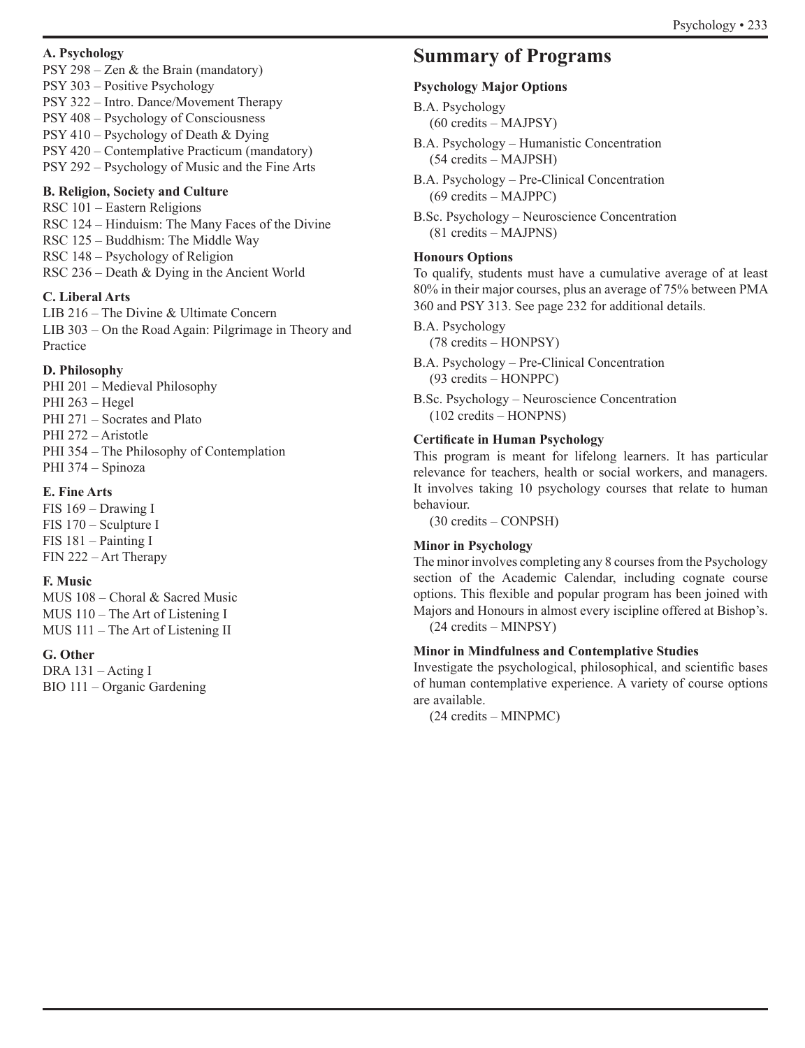**A. Psychology**

PSY 298 – Zen & the Brain (mandatory)
PSY 303 – Positive Psychology
PSY 322 – Intro. Dance/Movement Therapy
PSY 408 – Psychology of Consciousness
PSY 410 – Psychology of Death & Dying
PSY 420 – Contemplative Practicum (mandatory)
PSY 292 – Psychology of Music and the Fine Arts

**B. Religion, Society and Culture**

RSC 101 – Eastern Religions
RSC 124 – Hinduism: The Many Faces of the Divine
RSC 125 – Buddhism: The Middle Way
RSC 148 – Psychology of Religion
RSC 236 – Death & Dying in the Ancient World

**C. Liberal Arts**

LIB 216 – The Divine & Ultimate Concern
LIB 303 – On the Road Again: Pilgrimage in Theory and Practice

**D. Philosophy**

PHI 201 – Medieval Philosophy
PHI 263 – Hegel
PHI 271 – Socrates and Plato
PHI 272 – Aristotle
PHI 354 – The Philosophy of Contemplation
PHI 374 – Spinoza

**E. Fine Arts**

FIS 169 – Drawing I
FIS 170 – Sculpture I
FIS 181 – Painting I
FIN 222 – Art Therapy

**F. Music**

MUS 108 – Choral & Sacred Music
MUS 110 – The Art of Listening I
MUS 111 – The Art of Listening II

**G. Other**

DRA 131 – Acting I
BIO 111 – Organic Gardening

## Summary of Programs

**Psychology Major Options**

B.A. Psychology
(60 credits – MAJPSY)

B.A. Psychology – Humanistic Concentration
(54 credits – MAJPSH)

B.A. Psychology – Pre-Clinical Concentration
(69 credits – MAJPPC)

B.Sc. Psychology – Neuroscience Concentration
(81 credits – MAJPNS)

**Honours Options**

To qualify, students must have a cumulative average of at least 80% in their major courses, plus an average of 75% between PMA 360 and PSY 313. See page 232 for additional details.

B.A. Psychology
(78 credits – HONPSY)

B.A. Psychology – Pre-Clinical Concentration
(93 credits – HONPPC)

B.Sc. Psychology – Neuroscience Concentration
(102 credits – HONPNS)

**Certificate in Human Psychology**

This program is meant for lifelong learners. It has particular relevance for teachers, health or social workers, and managers. It involves taking 10 psychology courses that relate to human behaviour.
(30 credits – CONPSH)

**Minor in Psychology**

The minor involves completing any 8 courses from the Psychology section of the Academic Calendar, including cognate course options. This flexible and popular program has been joined with Majors and Honours in almost every iscipline offered at Bishop's.
(24 credits – MINPSY)

**Minor in Mindfulness and Contemplative Studies**

Investigate the psychological, philosophical, and scientific bases of human contemplative experience. A variety of course options are available.
(24 credits – MINPMC)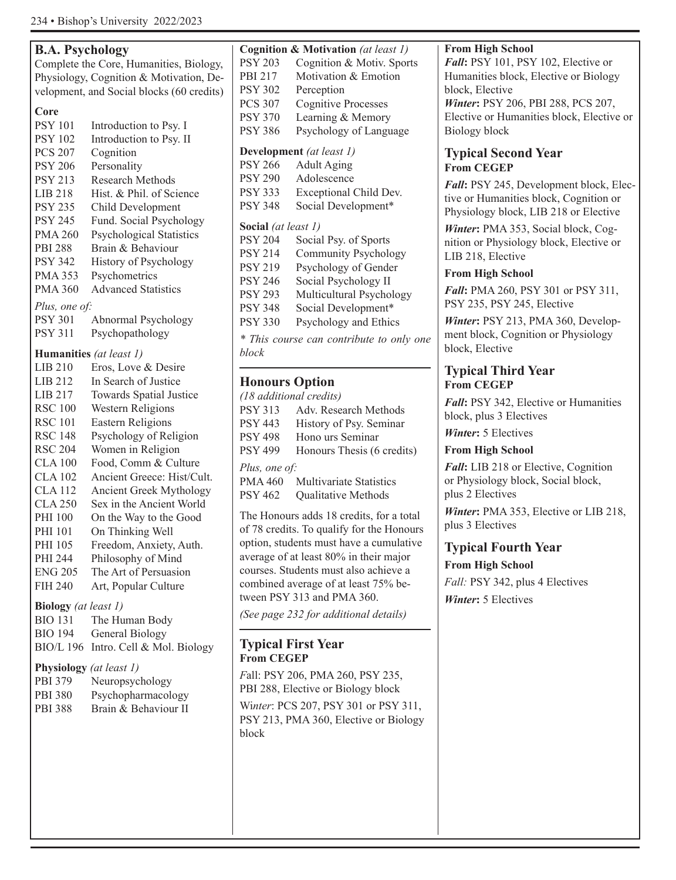## B.A. Psychology

Complete the Core, Humanities, Biology, Physiology, Cognition & Motivation, Development, and Social blocks (60 credits)

### Core

| | |
|---|---|
| PSY 101 | Introduction to Psy. I |
| PSY 102 | Introduction to Psy. II |
| PCS 207 | Cognition |
| PSY 206 | Personality |
| PSY 213 | Research Methods |
| LIB 218 | Hist. & Phil. of Science |
| PSY 235 | Child Development |
| PSY 245 | Fund. Social Psychology |
| PMA 260 | Psychological Statistics |
| PBI 288 | Brain & Behaviour |
| PSY 342 | History of Psychology |
| PMA 353 | Psychometrics |
| PMA 360 | Advanced Statistics |

*Plus, one of:*

| | |
|---|---|
| PSY 301 | Abnormal Psychology |
| PSY 311 | Psychopathology |

### Humanities *(at least 1)*

| | |
|---|---|
| LIB 210 | Eros, Love & Desire |
| LIB 212 | In Search of Justice |
| LIB 217 | Towards Spatial Justice |
| RSC 100 | Western Religions |
| RSC 101 | Eastern Religions |
| RSC 148 | Psychology of Religion |
| RSC 204 | Women in Religion |
| CLA 100 | Food, Comm & Culture |
| CLA 102 | Ancient Greece: Hist/Cult. |
| CLA 112 | Ancient Greek Mythology |
| CLA 250 | Sex in the Ancient World |
| PHI 100 | On the Way to the Good |
| PHI 101 | On Thinking Well |
| PHI 105 | Freedom, Anxiety, Auth. |
| PHI 244 | Philosophy of Mind |
| ENG 205 | The Art of Persuasion |
| FIH 240 | Art, Popular Culture |

### Biology *(at least 1)*

| | |
|---|---|
| BIO 131 | The Human Body |
| BIO 194 | General Biology |
| BIO/L 196 | Intro. Cell & Mol. Biology |

### Physiology *(at least 1)*

| | |
|---|---|
| PBI 379 | Neuropsychology |
| PBI 380 | Psychopharmacology |
| PBI 388 | Brain & Behaviour II |

### Cognition & Motivation *(at least 1)*

| | |
|---|---|
| PSY 203 | Cognition & Motiv. Sports |
| PBI 217 | Motivation & Emotion |
| PSY 302 | Perception |
| PCS 307 | Cognitive Processes |
| PSY 370 | Learning & Memory |
| PSY 386 | Psychology of Language |

### Development *(at least 1)*

| | |
|---|---|
| PSY 266 | Adult Aging |
| PSY 290 | Adolescence |
| PSY 333 | Exceptional Child Dev. |
| PSY 348 | Social Development* |

### Social *(at least 1)*

| | |
|---|---|
| PSY 204 | Social Psy. of Sports |
| PSY 214 | Community Psychology |
| PSY 219 | Psychology of Gender |
| PSY 246 | Social Psychology II |
| PSY 293 | Multicultural Psychology |
| PSY 348 | Social Development* |
| PSY 330 | Psychology and Ethics |

*\* This course can contribute to only one block*

## Honours Option

*(18 additional credits)*

| | |
|---|---|
| PSY 313 | Adv. Research Methods |
| PSY 443 | History of Psy. Seminar |
| PSY 498 | Hono urs Seminar |
| PSY 499 | Honours Thesis (6 credits) |

*Plus, one of:*

| | |
|---|---|
| PMA 460 | Multivariate Statistics |
| PSY 462 | Qualitative Methods |

The Honours adds 18 credits, for a total of 78 credits. To qualify for the Honours option, students must have a cumulative average of at least 80% in their major courses. Students must also achieve a combined average of at least 75% between PSY 313 and PMA 360.

*(See page 232 for additional details)*

## Typical First Year

**From CEGEP**

*F*all: PSY 206, PMA 260, PSY 235, PBI 288, Elective or Biology block

W*inter*: PCS 207, PSY 301 or PSY 311, PSY 213, PMA 360, Elective or Biology block

**From High School**

***Fall*:** PSY 101, PSY 102, Elective or Humanities block, Elective or Biology block, Elective

***Winter*:** PSY 206, PBI 288, PCS 207, Elective or Humanities block, Elective or Biology block

## Typical Second Year

**From CEGEP**

***Fall*:** PSY 245, Development block, Elective or Humanities block, Cognition or Physiology block, LIB 218 or Elective

***Winter*:** PMA 353, Social block, Cognition or Physiology block, Elective or LIB 218, Elective

**From High School**

***Fall*:** PMA 260, PSY 301 or PSY 311, PSY 235, PSY 245, Elective

***Winter*:** PSY 213, PMA 360, Development block, Cognition or Physiology block, Elective

## Typical Third Year

**From CEGEP**

***Fall*:** PSY 342, Elective or Humanities block, plus 3 Electives

***Winter*:** 5 Electives

**From High School**

***Fall*:** LIB 218 or Elective, Cognition or Physiology block, Social block, plus 2 Electives

***Winter*:** PMA 353, Elective or LIB 218, plus 3 Electives

## Typical Fourth Year

**From High School**

*Fall:* PSY 342, plus 4 Electives

***Winter*:** 5 Electives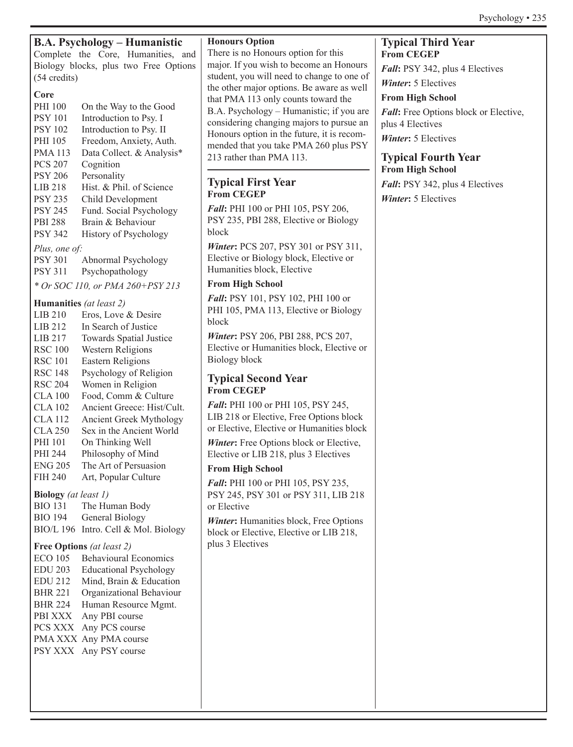## B.A. Psychology – Humanistic

Complete the Core, Humanities, and Biology blocks, plus two Free Options (54 credits)

**Core**

| | |
|---|---|
| PHI 100 | On the Way to the Good |
| PSY 101 | Introduction to Psy. I |
| PSY 102 | Introduction to Psy. II |
| PHI 105 | Freedom, Anxiety, Auth. |
| PMA 113 | Data Collect. & Analysis* |
| PCS 207 | Cognition |
| PSY 206 | Personality |
| LIB 218 | Hist. & Phil. of Science |
| PSY 235 | Child Development |
| PSY 245 | Fund. Social Psychology |
| PBI 288 | Brain & Behaviour |
| PSY 342 | History of Psychology |

*Plus, one of:*

| | |
|---|---|
| PSY 301 | Abnormal Psychology |
| PSY 311 | Psychopathology |

*\* Or SOC 110, or PMA 260+PSY 213*

**Humanities** *(at least 2)*

| | |
|---|---|
| LIB 210 | Eros, Love & Desire |
| LIB 212 | In Search of Justice |
| LIB 217 | Towards Spatial Justice |
| RSC 100 | Western Religions |
| RSC 101 | Eastern Religions |
| RSC 148 | Psychology of Religion |
| RSC 204 | Women in Religion |
| CLA 100 | Food, Comm & Culture |
| CLA 102 | Ancient Greece: Hist/Cult. |
| CLA 112 | Ancient Greek Mythology |
| CLA 250 | Sex in the Ancient World |
| PHI 101 | On Thinking Well |
| PHI 244 | Philosophy of Mind |
| ENG 205 | The Art of Persuasion |
| FIH 240 | Art, Popular Culture |

**Biology** *(at least 1)*

| | |
|---|---|
| BIO 131 | The Human Body |
| BIO 194 | General Biology |
| BIO/L 196 | Intro. Cell & Mol. Biology |

**Free Options** *(at least 2)*

| | |
|---|---|
| ECO 105 | Behavioural Economics |
| EDU 203 | Educational Psychology |
| EDU 212 | Mind, Brain & Education |
| BHR 221 | Organizational Behaviour |
| BHR 224 | Human Resource Mgmt. |
| PBI XXX | Any PBI course |
| PCS XXX | Any PCS course |
| PMA XXX | Any PMA course |
| PSY XXX | Any PSY course |

**Honours Option**

There is no Honours option for this major. If you wish to become an Honours student, you will need to change to one of the other major options. Be aware as well that PMA 113 only counts toward the B.A. Psychology – Humanistic; if you are considering changing majors to pursue an Honours option in the future, it is recommended that you take PMA 260 plus PSY 213 rather than PMA 113.

### Typical First Year

**From CEGEP**

***Fall*:** PHI 100 or PHI 105, PSY 206, PSY 235, PBI 288, Elective or Biology block

***Winter*:** PCS 207, PSY 301 or PSY 311, Elective or Biology block, Elective or Humanities block, Elective

**From High School**

***Fall*:** PSY 101, PSY 102, PHI 100 or PHI 105, PMA 113, Elective or Biology block

***Winter*:** PSY 206, PBI 288, PCS 207, Elective or Humanities block, Elective or Biology block

### Typical Second Year

**From CEGEP**

***Fall*:** PHI 100 or PHI 105, PSY 245, LIB 218 or Elective, Free Options block or Elective, Elective or Humanities block

***Winter*:** Free Options block or Elective, Elective or LIB 218, plus 3 Electives

**From High School**

***Fall*:** PHI 100 or PHI 105, PSY 235, PSY 245, PSY 301 or PSY 311, LIB 218 or Elective

***Winter*:** Humanities block, Free Options block or Elective, Elective or LIB 218, plus 3 Electives

### Typical Third Year

**From CEGEP**

***Fall*:** PSY 342, plus 4 Electives

***Winter*:** 5 Electives

**From High School**

***Fall*:** Free Options block or Elective, plus 4 Electives

***Winter*:** 5 Electives

### Typical Fourth Year

**From High School**

***Fall*:** PSY 342, plus 4 Electives

***Winter*:** 5 Electives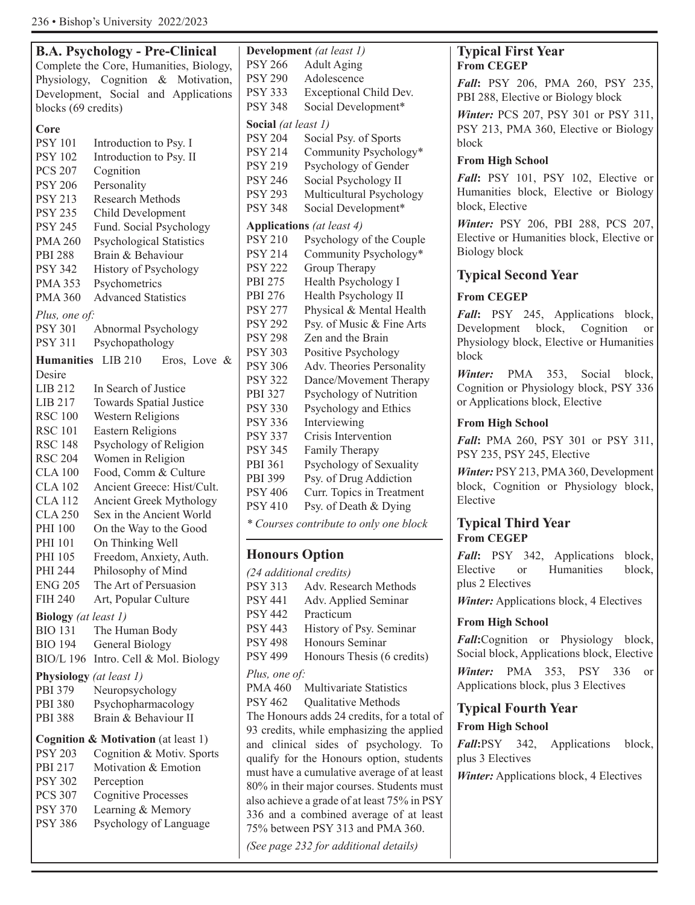## B.A. Psychology - Pre-Clinical

Complete the Core, Humanities, Biology, Physiology, Cognition & Motivation, Development, Social and Applications blocks (69 credits)

**Core**

| | |
|---|---|
| PSY 101 | Introduction to Psy. I |
| PSY 102 | Introduction to Psy. II |
| PCS 207 | Cognition |
| PSY 206 | Personality |
| PSY 213 | Research Methods |
| PSY 235 | Child Development |
| PSY 245 | Fund. Social Psychology |
| PMA 260 | Psychological Statistics |
| PBI 288 | Brain & Behaviour |
| PSY 342 | History of Psychology |
| PMA 353 | Psychometrics |
| PMA 360 | Advanced Statistics |

*Plus, one of:*

| | |
|---|---|
| PSY 301 | Abnormal Psychology |
| PSY 311 | Psychopathology |

**Humanities**

| | |
|---|---|
| LIB 210 | Eros, Love & Desire |
| LIB 212 | In Search of Justice |
| LIB 217 | Towards Spatial Justice |
| RSC 100 | Western Religions |
| RSC 101 | Eastern Religions |
| RSC 148 | Psychology of Religion |
| RSC 204 | Women in Religion |
| CLA 100 | Food, Comm & Culture |
| CLA 102 | Ancient Greece: Hist/Cult. |
| CLA 112 | Ancient Greek Mythology |
| CLA 250 | Sex in the Ancient World |
| PHI 100 | On the Way to the Good |
| PHI 101 | On Thinking Well |
| PHI 105 | Freedom, Anxiety, Auth. |
| PHI 244 | Philosophy of Mind |
| ENG 205 | The Art of Persuasion |
| FIH 240 | Art, Popular Culture |

**Biology** *(at least 1)*

| | |
|---|---|
| BIO 131 | The Human Body |
| BIO 194 | General Biology |
| BIO/L 196 | Intro. Cell & Mol. Biology |

**Physiology** *(at least 1)*

| | |
|---|---|
| PBI 379 | Neuropsychology |
| PBI 380 | Psychopharmacology |
| PBI 388 | Brain & Behaviour II |

**Cognition & Motivation** (at least 1)

| | |
|---|---|
| PSY 203 | Cognition & Motiv. Sports |
| PBI 217 | Motivation & Emotion |
| PSY 302 | Perception |
| PCS 307 | Cognitive Processes |
| PSY 370 | Learning & Memory |
| PSY 386 | Psychology of Language |

**Development** *(at least 1)*

| | |
|---|---|
| PSY 266 | Adult Aging |
| PSY 290 | Adolescence |
| PSY 333 | Exceptional Child Dev. |
| PSY 348 | Social Development* |

**Social** *(at least 1)*

| | |
|---|---|
| PSY 204 | Social Psy. of Sports |
| PSY 214 | Community Psychology* |
| PSY 219 | Psychology of Gender |
| PSY 246 | Social Psychology II |
| PSY 293 | Multicultural Psychology |
| PSY 348 | Social Development* |

**Applications** *(at least 4)*

| | |
|---|---|
| PSY 210 | Psychology of the Couple |
| PSY 214 | Community Psychology* |
| PSY 222 | Group Therapy |
| PBI 275 | Health Psychology I |
| PBI 276 | Health Psychology II |
| PSY 277 | Physical & Mental Health |
| PSY 292 | Psy. of Music & Fine Arts |
| PSY 298 | Zen and the Brain |
| PSY 303 | Positive Psychology |
| PSY 306 | Adv. Theories Personality |
| PSY 322 | Dance/Movement Therapy |
| PBI 327 | Psychology of Nutrition |
| PSY 330 | Psychology and Ethics |
| PSY 336 | Interviewing |
| PSY 337 | Crisis Intervention |
| PSY 345 | Family Therapy |
| PBI 361 | Psychology of Sexuality |
| PBI 399 | Psy. of Drug Addiction |
| PSY 406 | Curr. Topics in Treatment |
| PSY 410 | Psy. of Death & Dying |

*\* Courses contribute to only one block*

## Honours Option

*(24 additional credits)*

| | |
|---|---|
| PSY 313 | Adv. Research Methods |
| PSY 441 | Adv. Applied Seminar |
| PSY 442 | Practicum |
| PSY 443 | History of Psy. Seminar |
| PSY 498 | Honours Seminar |
| PSY 499 | Honours Thesis (6 credits) |

*Plus, one of:*

| | |
|---|---|
| PMA 460 | Multivariate Statistics |
| PSY 462 | Qualitative Methods |

The Honours adds 24 credits, for a total of 93 credits, while emphasizing the applied and clinical sides of psychology. To qualify for the Honours option, students must have a cumulative average of at least 80% in their major courses. Students must also achieve a grade of at least 75% in PSY 336 and a combined average of at least 75% between PSY 313 and PMA 360.

*(See page 232 for additional details)*

## Typical First Year

**From CEGEP**

***Fall*:** PSY 206, PMA 260, PSY 235, PBI 288, Elective or Biology block

***Winter:*** PCS 207, PSY 301 or PSY 311, PSY 213, PMA 360, Elective or Biology block

**From High School**

***Fall*:** PSY 101, PSY 102, Elective or Humanities block, Elective or Biology block, Elective

***Winter:*** PSY 206, PBI 288, PCS 207, Elective or Humanities block, Elective or Biology block

## Typical Second Year

**From CEGEP**

***Fall*:** PSY 245, Applications block, Development block, Cognition or Physiology block, Elective or Humanities block

***Winter:*** PMA 353, Social block, Cognition or Physiology block, PSY 336 or Applications block, Elective

**From High School**

***Fall*:** PMA 260, PSY 301 or PSY 311, PSY 235, PSY 245, Elective

***Winter:*** PSY 213, PMA 360, Development block, Cognition or Physiology block, Elective

## Typical Third Year

**From CEGEP**

***Fall*:** PSY 342, Applications block, Elective or Humanities block, plus 2 Electives

***Winter:*** Applications block, 4 Electives

**From High School**

***Fall*:** Cognition or Physiology block, Social block, Applications block, Elective

***Winter:*** PMA 353, PSY 336 or Applications block, plus 3 Electives

## Typical Fourth Year

**From High School**

***Fall*:** PSY 342, Applications block, plus 3 Electives

***Winter:*** Applications block, 4 Electives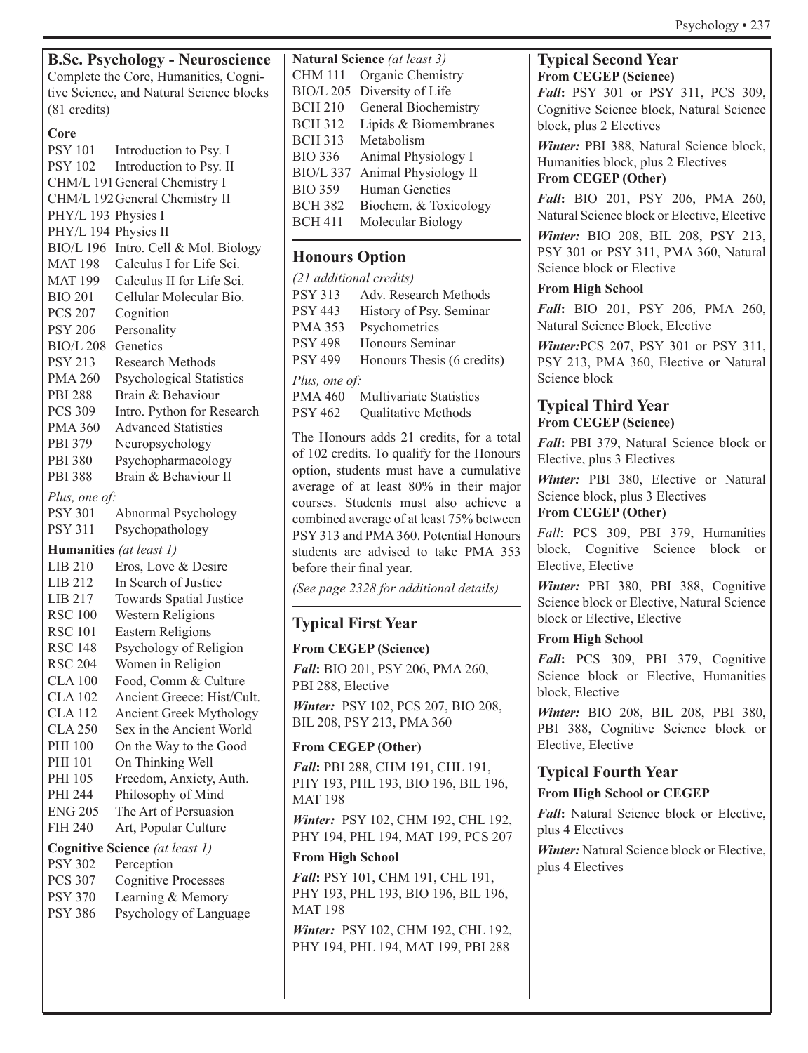## B.Sc. Psychology - Neuroscience

Complete the Core, Humanities, Cognitive Science, and Natural Science blocks (81 credits)

### Core

| | |
|---|---|
| PSY 101 | Introduction to Psy. I |
| PSY 102 | Introduction to Psy. II |
| CHM/L 191 | General Chemistry I |
| CHM/L 192 | General Chemistry II |
| PHY/L 193 | Physics I |
| PHY/L 194 | Physics II |
| BIO/L 196 | Intro. Cell & Mol. Biology |
| MAT 198 | Calculus I for Life Sci. |
| MAT 199 | Calculus II for Life Sci. |
| BIO 201 | Cellular Molecular Bio. |
| PCS 207 | Cognition |
| PSY 206 | Personality |
| BIO/L 208 | Genetics |
| PSY 213 | Research Methods |
| PMA 260 | Psychological Statistics |
| PBI 288 | Brain & Behaviour |
| PCS 309 | Intro. Python for Research |
| PMA 360 | Advanced Statistics |
| PBI 379 | Neuropsychology |
| PBI 380 | Psychopharmacology |
| PBI 388 | Brain & Behaviour II |

*Plus, one of:*

| | |
|---|---|
| PSY 301 | Abnormal Psychology |
| PSY 311 | Psychopathology |

**Humanities** *(at least 1)*

| | |
|---|---|
| LIB 210 | Eros, Love & Desire |
| LIB 212 | In Search of Justice |
| LIB 217 | Towards Spatial Justice |
| RSC 100 | Western Religions |
| RSC 101 | Eastern Religions |
| RSC 148 | Psychology of Religion |
| RSC 204 | Women in Religion |
| CLA 100 | Food, Comm & Culture |
| CLA 102 | Ancient Greece: Hist/Cult. |
| CLA 112 | Ancient Greek Mythology |
| CLA 250 | Sex in the Ancient World |
| PHI 100 | On the Way to the Good |
| PHI 101 | On Thinking Well |
| PHI 105 | Freedom, Anxiety, Auth. |
| PHI 244 | Philosophy of Mind |
| ENG 205 | The Art of Persuasion |
| FIH 240 | Art, Popular Culture |

**Cognitive Science** *(at least 1)*

| | |
|---|---|
| PSY 302 | Perception |
| PCS 307 | Cognitive Processes |
| PSY 370 | Learning & Memory |
| PSY 386 | Psychology of Language |

**Natural Science** *(at least 3)*

| | |
|---|---|
| CHM 111 | Organic Chemistry |
| BIO/L 205 | Diversity of Life |
| BCH 210 | General Biochemistry |
| BCH 312 | Lipids & Biomembranes |
| BCH 313 | Metabolism |
| BIO 336 | Animal Physiology I |
| BIO/L 337 | Animal Physiology II |
| BIO 359 | Human Genetics |
| BCH 382 | Biochem. & Toxicology |
| BCH 411 | Molecular Biology |

## Honours Option

*(21 additional credits)*

| | |
|---|---|
| PSY 313 | Adv. Research Methods |
| PSY 443 | History of Psy. Seminar |
| PMA 353 | Psychometrics |
| PSY 498 | Honours Seminar |
| PSY 499 | Honours Thesis (6 credits) |

*Plus, one of:*

| | |
|---|---|
| PMA 460 | Multivariate Statistics |
| PSY 462 | Qualitative Methods |

The Honours adds 21 credits, for a total of 102 credits. To qualify for the Honours option, students must have a cumulative average of at least 80% in their major courses. Students must also achieve a combined average of at least 75% between PSY 313 and PMA 360. Potential Honours students are advised to take PMA 353 before their final year.

*(See page 2328 for additional details)*

## Typical First Year

**From CEGEP (Science)**

***Fall*:** BIO 201, PSY 206, PMA 260, PBI 288, Elective

***Winter:*** PSY 102, PCS 207, BIO 208, BIL 208, PSY 213, PMA 360

**From CEGEP (Other)**

***Fall*:** PBI 288, CHM 191, CHL 191, PHY 193, PHL 193, BIO 196, BIL 196, MAT 198

***Winter:*** PSY 102, CHM 192, CHL 192, PHY 194, PHL 194, MAT 199, PCS 207

**From High School**

***Fall*:** PSY 101, CHM 191, CHL 191, PHY 193, PHL 193, BIO 196, BIL 196, MAT 198

***Winter:*** PSY 102, CHM 192, CHL 192, PHY 194, PHL 194, MAT 199, PBI 288

## Typical Second Year

**From CEGEP (Science)**

***Fall*:** PSY 301 or PSY 311, PCS 309, Cognitive Science block, Natural Science block, plus 2 Electives

***Winter:*** PBI 388, Natural Science block, Humanities block, plus 2 Electives

**From CEGEP (Other)**

***Fall*:** BIO 201, PSY 206, PMA 260, Natural Science block or Elective, Elective

***Winter:*** BIO 208, BIL 208, PSY 213, PSY 301 or PSY 311, PMA 360, Natural Science block or Elective

**From High School**

***Fall*:** BIO 201, PSY 206, PMA 260, Natural Science Block, Elective

***Winter:*** PCS 207, PSY 301 or PSY 311, PSY 213, PMA 360, Elective or Natural Science block

## Typical Third Year

**From CEGEP (Science)**

***Fall*:** PBI 379, Natural Science block or Elective, plus 3 Electives

***Winter:*** PBI 380, Elective or Natural Science block, plus 3 Electives

**From CEGEP (Other)**

*Fall*: PCS 309, PBI 379, Humanities block, Cognitive Science block or Elective, Elective

***Winter:*** PBI 380, PBI 388, Cognitive Science block or Elective, Natural Science block or Elective, Elective

**From High School**

***Fall*:** PCS 309, PBI 379, Cognitive Science block or Elective, Humanities block, Elective

***Winter:*** BIO 208, BIL 208, PBI 380, PBI 388, Cognitive Science block or Elective, Elective

## Typical Fourth Year

**From High School or CEGEP**

***Fall*:** Natural Science block or Elective, plus 4 Electives

***Winter:*** Natural Science block or Elective, plus 4 Electives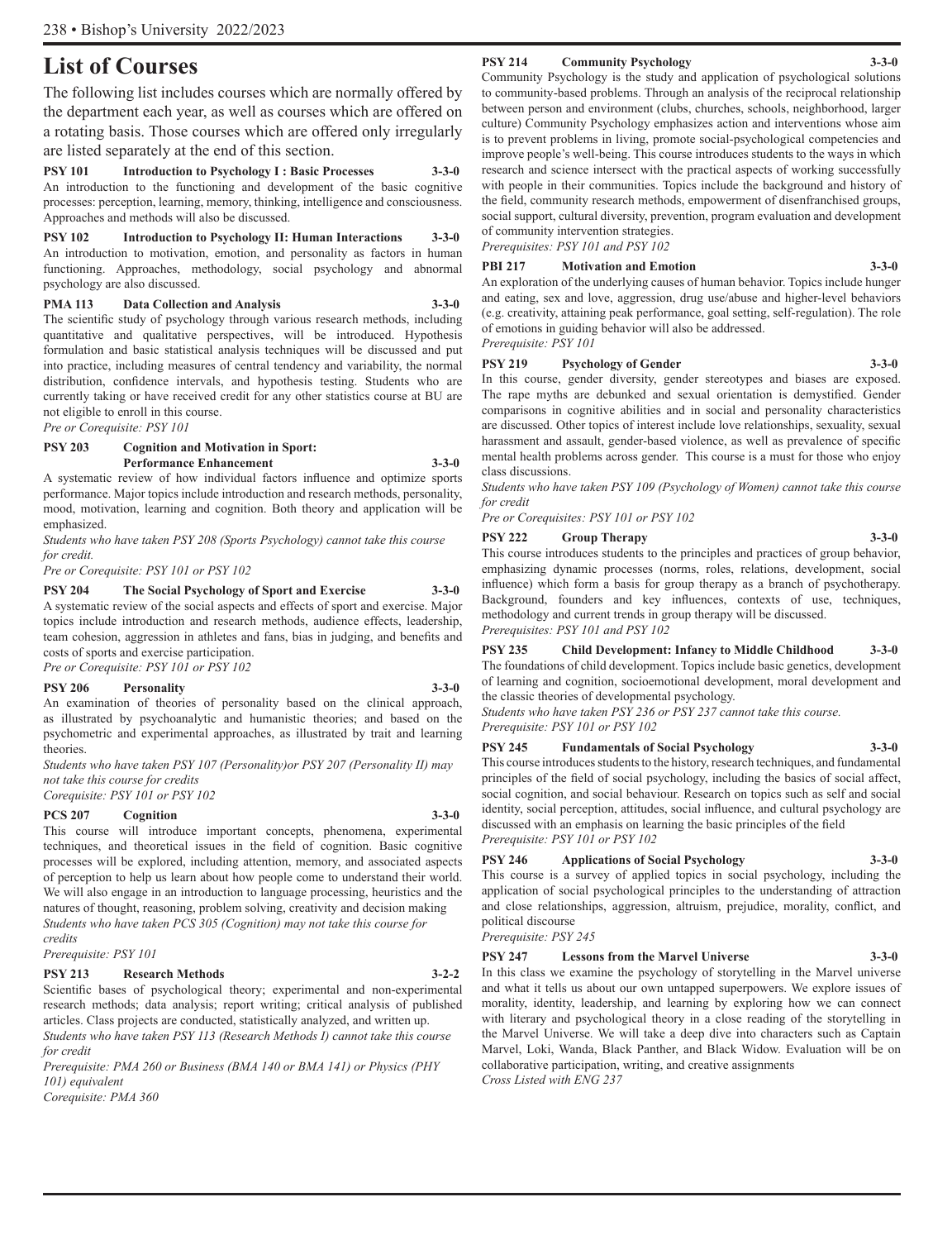# List of Courses

The following list includes courses which are normally offered by the department each year, as well as courses which are offered on a rotating basis. Those courses which are offered only irregularly are listed separately at the end of this section.

**PSY 101 Introduction to Psychology I : Basic Processes 3-3-0**
An introduction to the functioning and development of the basic cognitive processes: perception, learning, memory, thinking, intelligence and consciousness. Approaches and methods will also be discussed.

**PSY 102 Introduction to Psychology II: Human Interactions 3-3-0**
An introduction to motivation, emotion, and personality as factors in human functioning. Approaches, methodology, social psychology and abnormal psychology are also discussed.

**PMA 113 Data Collection and Analysis 3-3-0**
The scientific study of psychology through various research methods, including quantitative and qualitative perspectives, will be introduced. Hypothesis formulation and basic statistical analysis techniques will be discussed and put into practice, including measures of central tendency and variability, the normal distribution, confidence intervals, and hypothesis testing. Students who are currently taking or have received credit for any other statistics course at BU are not eligible to enroll in this course.
*Pre or Corequisite: PSY 101*

**PSY 203 Cognition and Motivation in Sport: Performance Enhancement 3-3-0**
A systematic review of how individual factors influence and optimize sports performance. Major topics include introduction and research methods, personality, mood, motivation, learning and cognition. Both theory and application will be emphasized.
*Students who have taken PSY 208 (Sports Psychology) cannot take this course for credit.*
*Pre or Corequisite: PSY 101 or PSY 102*

**PSY 204 The Social Psychology of Sport and Exercise 3-3-0**
A systematic review of the social aspects and effects of sport and exercise. Major topics include introduction and research methods, audience effects, leadership, team cohesion, aggression in athletes and fans, bias in judging, and benefits and costs of sports and exercise participation.
*Pre or Corequisite: PSY 101 or PSY 102*

**PSY 206 Personality 3-3-0**
An examination of theories of personality based on the clinical approach, as illustrated by psychoanalytic and humanistic theories; and based on the psychometric and experimental approaches, as illustrated by trait and learning theories.
*Students who have taken PSY 107 (Personality)or PSY 207 (Personality II) may not take this course for credits*
*Corequisite: PSY 101 or PSY 102*

**PCS 207 Cognition 3-3-0**
This course will introduce important concepts, phenomena, experimental techniques, and theoretical issues in the field of cognition. Basic cognitive processes will be explored, including attention, memory, and associated aspects of perception to help us learn about how people come to understand their world. We will also engage in an introduction to language processing, heuristics and the natures of thought, reasoning, problem solving, creativity and decision making
*Students who have taken PCS 305 (Cognition) may not take this course for credits*
*Prerequisite: PSY 101*

**PSY 213 Research Methods 3-2-2**
Scientific bases of psychological theory; experimental and non-experimental research methods; data analysis; report writing; critical analysis of published articles. Class projects are conducted, statistically analyzed, and written up.
*Students who have taken PSY 113 (Research Methods I) cannot take this course for credit*
*Prerequisite: PMA 260 or Business (BMA 140 or BMA 141) or Physics (PHY 101) equivalent*
*Corequisite: PMA 360*

**PSY 214 Community Psychology 3-3-0**
Community Psychology is the study and application of psychological solutions to community-based problems. Through an analysis of the reciprocal relationship between person and environment (clubs, churches, schools, neighborhood, larger culture) Community Psychology emphasizes action and interventions whose aim is to prevent problems in living, promote social-psychological competencies and improve people's well-being. This course introduces students to the ways in which research and science intersect with the practical aspects of working successfully with people in their communities. Topics include the background and history of the field, community research methods, empowerment of disenfranchised groups, social support, cultural diversity, prevention, program evaluation and development of community intervention strategies.
*Prerequisites: PSY 101 and PSY 102*

**PBI 217 Motivation and Emotion 3-3-0**
An exploration of the underlying causes of human behavior. Topics include hunger and eating, sex and love, aggression, drug use/abuse and higher-level behaviors (e.g. creativity, attaining peak performance, goal setting, self-regulation). The role of emotions in guiding behavior will also be addressed.
*Prerequisite: PSY 101*

**PSY 219 Psychology of Gender 3-3-0**
In this course, gender diversity, gender stereotypes and biases are exposed. The rape myths are debunked and sexual orientation is demystified. Gender comparisons in cognitive abilities and in social and personality characteristics are discussed. Other topics of interest include love relationships, sexuality, sexual harassment and assault, gender-based violence, as well as prevalence of specific mental health problems across gender. This course is a must for those who enjoy class discussions.
*Students who have taken PSY 109 (Psychology of Women) cannot take this course for credit*
*Pre or Corequisites: PSY 101 or PSY 102*

**PSY 222 Group Therapy 3-3-0**
This course introduces students to the principles and practices of group behavior, emphasizing dynamic processes (norms, roles, relations, development, social influence) which form a basis for group therapy as a branch of psychotherapy. Background, founders and key influences, contexts of use, techniques, methodology and current trends in group therapy will be discussed.
*Prerequisites: PSY 101 and PSY 102*

**PSY 235 Child Development: Infancy to Middle Childhood 3-3-0**
The foundations of child development. Topics include basic genetics, development of learning and cognition, socioemotional development, moral development and the classic theories of developmental psychology.
*Students who have taken PSY 236 or PSY 237 cannot take this course.*
*Prerequisite: PSY 101 or PSY 102*

**PSY 245 Fundamentals of Social Psychology 3-3-0**
This course introduces students to the history, research techniques, and fundamental principles of the field of social psychology, including the basics of social affect, social cognition, and social behaviour. Research on topics such as self and social identity, social perception, attitudes, social influence, and cultural psychology are discussed with an emphasis on learning the basic principles of the field
*Prerequisite: PSY 101 or PSY 102*

**PSY 246 Applications of Social Psychology 3-3-0**
This course is a survey of applied topics in social psychology, including the application of social psychological principles to the understanding of attraction and close relationships, aggression, altruism, prejudice, morality, conflict, and political discourse
*Prerequisite: PSY 245*

**PSY 247 Lessons from the Marvel Universe 3-3-0**
In this class we examine the psychology of storytelling in the Marvel universe and what it tells us about our own untapped superpowers. We explore issues of morality, identity, leadership, and learning by exploring how we can connect with literary and psychological theory in a close reading of the storytelling in the Marvel Universe. We will take a deep dive into characters such as Captain Marvel, Loki, Wanda, Black Panther, and Black Widow. Evaluation will be on collaborative participation, writing, and creative assignments
*Cross Listed with ENG 237*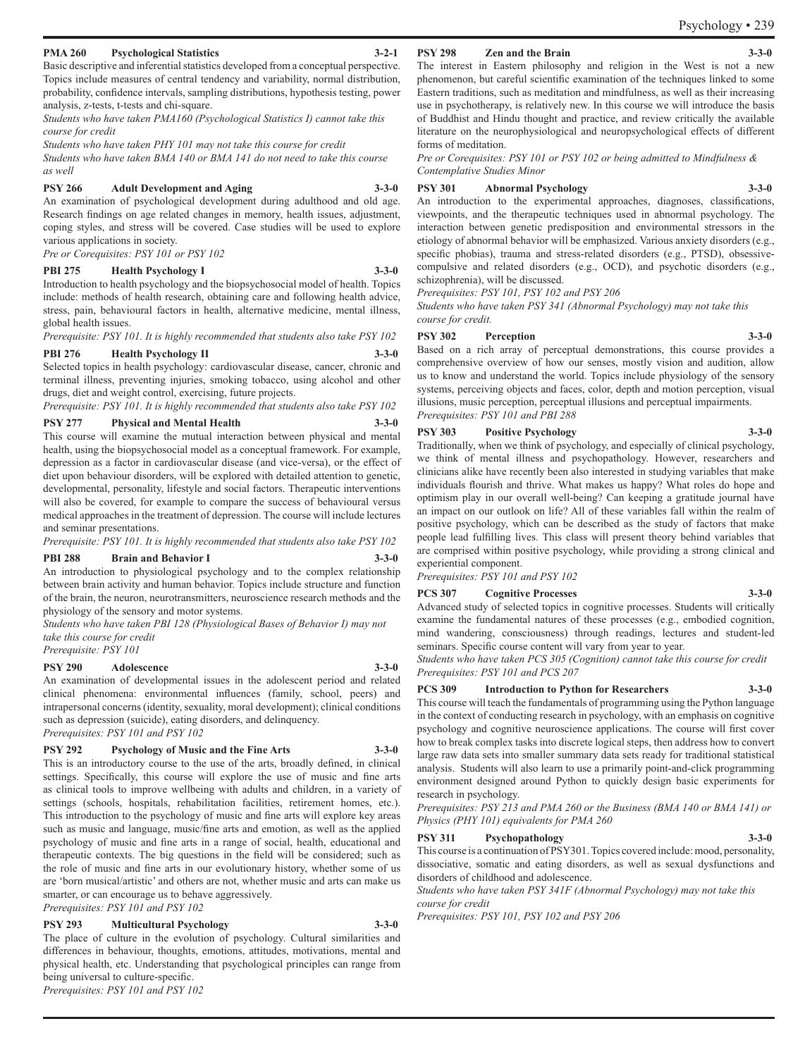### PMA 260 Psychological Statistics 3-2-1

Basic descriptive and inferential statistics developed from a conceptual perspective. Topics include measures of central tendency and variability, normal distribution, probability, confidence intervals, sampling distributions, hypothesis testing, power analysis, z-tests, t-tests and chi-square.

*Students who have taken PMA160 (Psychological Statistics I) cannot take this course for credit*

*Students who have taken PHY 101 may not take this course for credit*

*Students who have taken BMA 140 or BMA 141 do not need to take this course as well*

### PSY 266 Adult Development and Aging 3-3-0

An examination of psychological development during adulthood and old age. Research findings on age related changes in memory, health issues, adjustment, coping styles, and stress will be covered. Case studies will be used to explore various applications in society.

*Pre or Corequisites: PSY 101 or PSY 102*

### PBI 275 Health Psychology I 3-3-0

Introduction to health psychology and the biopsychosocial model of health. Topics include: methods of health research, obtaining care and following health advice, stress, pain, behavioural factors in health, alternative medicine, mental illness, global health issues.

*Prerequisite: PSY 101. It is highly recommended that students also take PSY 102*

### PBI 276 Health Psychology II 3-3-0

Selected topics in health psychology: cardiovascular disease, cancer, chronic and terminal illness, preventing injuries, smoking tobacco, using alcohol and other drugs, diet and weight control, exercising, future projects.

*Prerequisite: PSY 101. It is highly recommended that students also take PSY 102*

### PSY 277 Physical and Mental Health 3-3-0

This course will examine the mutual interaction between physical and mental health, using the biopsychosocial model as a conceptual framework. For example, depression as a factor in cardiovascular disease (and vice-versa), or the effect of diet upon behaviour disorders, will be explored with detailed attention to genetic, developmental, personality, lifestyle and social factors. Therapeutic interventions will also be covered, for example to compare the success of behavioural versus medical approaches in the treatment of depression. The course will include lectures and seminar presentations.

*Prerequisite: PSY 101. It is highly recommended that students also take PSY 102*

### PBI 288 Brain and Behavior I 3-3-0

An introduction to physiological psychology and to the complex relationship between brain activity and human behavior. Topics include structure and function of the brain, the neuron, neurotransmitters, neuroscience research methods and the physiology of the sensory and motor systems.

*Students who have taken PBI 128 (Physiological Bases of Behavior I) may not take this course for credit*

*Prerequisite: PSY 101*

### PSY 290 Adolescence 3-3-0

An examination of developmental issues in the adolescent period and related clinical phenomena: environmental influences (family, school, peers) and intrapersonal concerns (identity, sexuality, moral development); clinical conditions such as depression (suicide), eating disorders, and delinquency.

*Prerequisites: PSY 101 and PSY 102*

### PSY 292 Psychology of Music and the Fine Arts 3-3-0

This is an introductory course to the use of the arts, broadly defined, in clinical settings. Specifically, this course will explore the use of music and fine arts as clinical tools to improve wellbeing with adults and children, in a variety of settings (schools, hospitals, rehabilitation facilities, retirement homes, etc.). This introduction to the psychology of music and fine arts will explore key areas such as music and language, music/fine arts and emotion, as well as the applied psychology of music and fine arts in a range of social, health, educational and therapeutic contexts. The big questions in the field will be considered; such as the role of music and fine arts in our evolutionary history, whether some of us are 'born musical/artistic' and others are not, whether music and arts can make us smarter, or can encourage us to behave aggressively.

*Prerequisites: PSY 101 and PSY 102*

### PSY 293 Multicultural Psychology 3-3-0

The place of culture in the evolution of psychology. Cultural similarities and differences in behaviour, thoughts, emotions, attitudes, motivations, mental and physical health, etc. Understanding that psychological principles can range from being universal to culture-specific.

*Prerequisites: PSY 101 and PSY 102*

### PSY 298 Zen and the Brain 3-3-0

The interest in Eastern philosophy and religion in the West is not a new phenomenon, but careful scientific examination of the techniques linked to some Eastern traditions, such as meditation and mindfulness, as well as their increasing use in psychotherapy, is relatively new. In this course we will introduce the basis of Buddhist and Hindu thought and practice, and review critically the available literature on the neurophysiological and neuropsychological effects of different forms of meditation.

*Pre or Corequisites: PSY 101 or PSY 102 or being admitted to Mindfulness & Contemplative Studies Minor*

### PSY 301 Abnormal Psychology 3-3-0

An introduction to the experimental approaches, diagnoses, classifications, viewpoints, and the therapeutic techniques used in abnormal psychology. The interaction between genetic predisposition and environmental stressors in the etiology of abnormal behavior will be emphasized. Various anxiety disorders (e.g., specific phobias), trauma and stress-related disorders (e.g., PTSD), obsessive-compulsive and related disorders (e.g., OCD), and psychotic disorders (e.g., schizophrenia), will be discussed.

*Prerequisites: PSY 101, PSY 102 and PSY 206*

*Students who have taken PSY 341 (Abnormal Psychology) may not take this course for credit.*

### PSY 302 Perception 3-3-0

Based on a rich array of perceptual demonstrations, this course provides a comprehensive overview of how our senses, mostly vision and audition, allow us to know and understand the world. Topics include physiology of the sensory systems, perceiving objects and faces, color, depth and motion perception, visual illusions, music perception, perceptual illusions and perceptual impairments.

*Prerequisites: PSY 101 and PBI 288*

### PSY 303 Positive Psychology 3-3-0

Traditionally, when we think of psychology, and especially of clinical psychology, we think of mental illness and psychopathology. However, researchers and clinicians alike have recently been also interested in studying variables that make individuals flourish and thrive. What makes us happy? What roles do hope and optimism play in our overall well-being? Can keeping a gratitude journal have an impact on our outlook on life? All of these variables fall within the realm of positive psychology, which can be described as the study of factors that make people lead fulfilling lives. This class will present theory behind variables that are comprised within positive psychology, while providing a strong clinical and experiential component.

*Prerequisites: PSY 101 and PSY 102*

### PCS 307 Cognitive Processes 3-3-0

Advanced study of selected topics in cognitive processes. Students will critically examine the fundamental natures of these processes (e.g., embodied cognition, mind wandering, consciousness) through readings, lectures and student-led seminars. Specific course content will vary from year to year.

*Students who have taken PCS 305 (Cognition) cannot take this course for credit*

*Prerequisites: PSY 101 and PCS 207*

### PCS 309 Introduction to Python for Researchers 3-3-0

This course will teach the fundamentals of programming using the Python language in the context of conducting research in psychology, with an emphasis on cognitive psychology and cognitive neuroscience applications. The course will first cover how to break complex tasks into discrete logical steps, then address how to convert large raw data sets into smaller summary data sets ready for traditional statistical analysis. Students will also learn to use a primarily point-and-click programming environment designed around Python to quickly design basic experiments for research in psychology.

*Prerequisites: PSY 213 and PMA 260 or the Business (BMA 140 or BMA 141) or Physics (PHY 101) equivalents for PMA 260*

### PSY 311 Psychopathology 3-3-0

This course is a continuation of PSY301. Topics covered include: mood, personality, dissociative, somatic and eating disorders, as well as sexual dysfunctions and disorders of childhood and adolescence.

*Students who have taken PSY 341F (Abnormal Psychology) may not take this course for credit*

*Prerequisites: PSY 101, PSY 102 and PSY 206*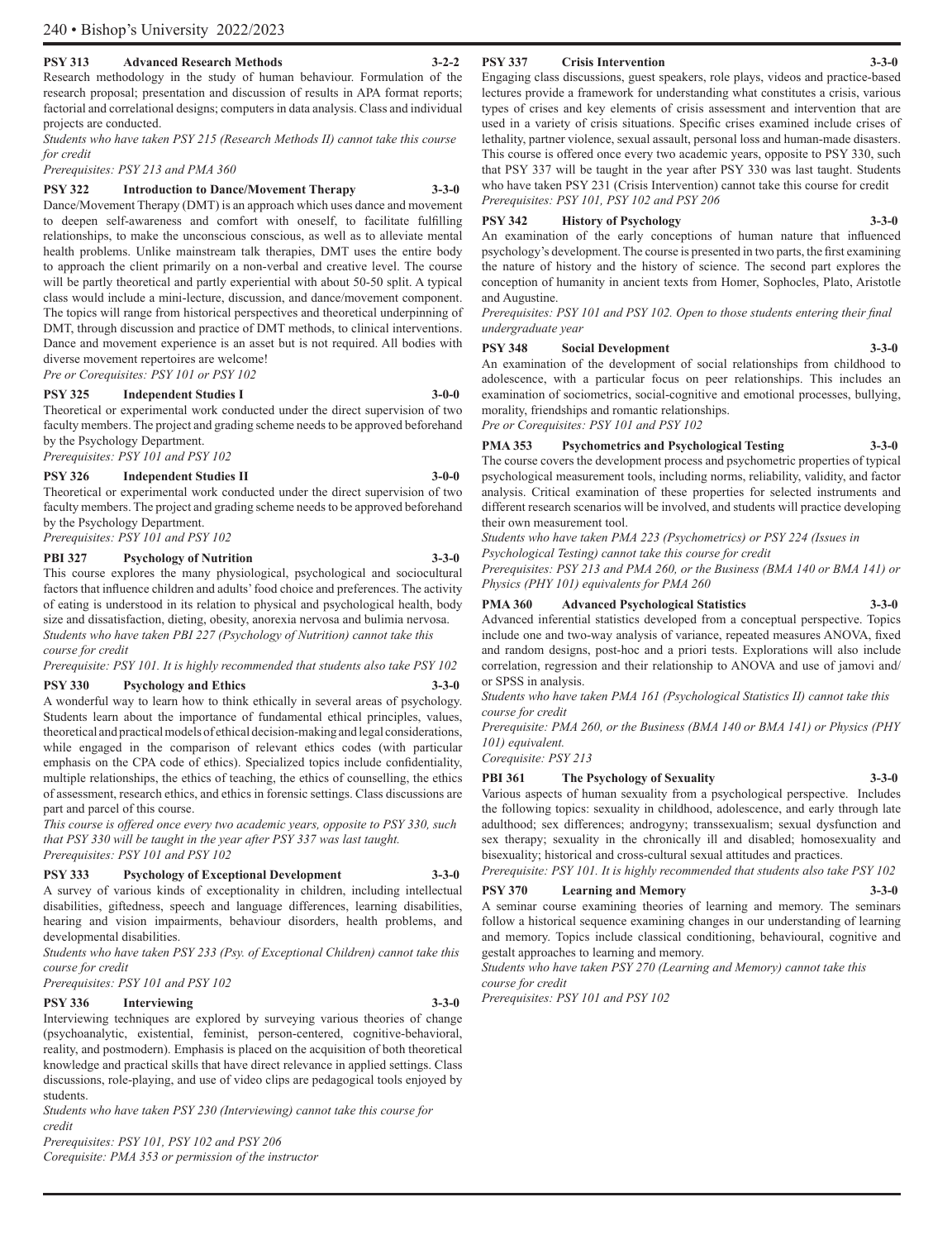**PSY 313 Advanced Research Methods 3-2-2**

Research methodology in the study of human behaviour. Formulation of the research proposal; presentation and discussion of results in APA format reports; factorial and correlational designs; computers in data analysis. Class and individual projects are conducted.

*Students who have taken PSY 215 (Research Methods II) cannot take this course for credit*

*Prerequisites: PSY 213 and PMA 360*

**PSY 322 Introduction to Dance/Movement Therapy 3-3-0**

Dance/Movement Therapy (DMT) is an approach which uses dance and movement to deepen self-awareness and comfort with oneself, to facilitate fulfilling relationships, to make the unconscious conscious, as well as to alleviate mental health problems. Unlike mainstream talk therapies, DMT uses the entire body to approach the client primarily on a non-verbal and creative level. The course will be partly theoretical and partly experiential with about 50-50 split. A typical class would include a mini-lecture, discussion, and dance/movement component. The topics will range from historical perspectives and theoretical underpinning of DMT, through discussion and practice of DMT methods, to clinical interventions. Dance and movement experience is an asset but is not required. All bodies with diverse movement repertoires are welcome!

*Pre or Corequisites: PSY 101 or PSY 102*

**PSY 325 Independent Studies I 3-0-0**

Theoretical or experimental work conducted under the direct supervision of two faculty members. The project and grading scheme needs to be approved beforehand by the Psychology Department.

*Prerequisites: PSY 101 and PSY 102*

**PSY 326 Independent Studies II 3-0-0**

Theoretical or experimental work conducted under the direct supervision of two faculty members. The project and grading scheme needs to be approved beforehand by the Psychology Department.

*Prerequisites: PSY 101 and PSY 102*

**PBI 327 Psychology of Nutrition 3-3-0**

This course explores the many physiological, psychological and sociocultural factors that influence children and adults' food choice and preferences. The activity of eating is understood in its relation to physical and psychological health, body size and dissatisfaction, dieting, obesity, anorexia nervosa and bulimia nervosa.

*Students who have taken PBI 227 (Psychology of Nutrition) cannot take this course for credit*

*Prerequisite: PSY 101. It is highly recommended that students also take PSY 102*

**PSY 330 Psychology and Ethics 3-3-0**

A wonderful way to learn how to think ethically in several areas of psychology. Students learn about the importance of fundamental ethical principles, values, theoretical and practical models of ethical decision-making and legal considerations, while engaged in the comparison of relevant ethics codes (with particular emphasis on the CPA code of ethics). Specialized topics include confidentiality, multiple relationships, the ethics of teaching, the ethics of counselling, the ethics of assessment, research ethics, and ethics in forensic settings. Class discussions are part and parcel of this course.

*This course is offered once every two academic years, opposite to PSY 330, such that PSY 330 will be taught in the year after PSY 337 was last taught.*

*Prerequisites: PSY 101 and PSY 102*

**PSY 333 Psychology of Exceptional Development 3-3-0**

A survey of various kinds of exceptionality in children, including intellectual disabilities, giftedness, speech and language differences, learning disabilities, hearing and vision impairments, behaviour disorders, health problems, and developmental disabilities.

*Students who have taken PSY 233 (Psy. of Exceptional Children) cannot take this course for credit*

*Prerequisites: PSY 101 and PSY 102*

**PSY 336 Interviewing 3-3-0**

Interviewing techniques are explored by surveying various theories of change (psychoanalytic, existential, feminist, person-centered, cognitive-behavioral, reality, and postmodern). Emphasis is placed on the acquisition of both theoretical knowledge and practical skills that have direct relevance in applied settings. Class discussions, role-playing, and use of video clips are pedagogical tools enjoyed by students.

*Students who have taken PSY 230 (Interviewing) cannot take this course for credit*

*Prerequisites: PSY 101, PSY 102 and PSY 206*

*Corequisite: PMA 353 or permission of the instructor*

**PSY 337 Crisis Intervention 3-3-0**

Engaging class discussions, guest speakers, role plays, videos and practice-based lectures provide a framework for understanding what constitutes a crisis, various types of crises and key elements of crisis assessment and intervention that are used in a variety of crisis situations. Specific crises examined include crises of lethality, partner violence, sexual assault, personal loss and human-made disasters. This course is offered once every two academic years, opposite to PSY 330, such that PSY 337 will be taught in the year after PSY 330 was last taught. Students who have taken PSY 231 (Crisis Intervention) cannot take this course for credit

*Prerequisites: PSY 101, PSY 102 and PSY 206*

**PSY 342 History of Psychology 3-3-0**

An examination of the early conceptions of human nature that influenced psychology's development. The course is presented in two parts, the first examining the nature of history and the history of science. The second part explores the conception of humanity in ancient texts from Homer, Sophocles, Plato, Aristotle and Augustine.

*Prerequisites: PSY 101 and PSY 102. Open to those students entering their final undergraduate year*

**PSY 348 Social Development 3-3-0**

An examination of the development of social relationships from childhood to adolescence, with a particular focus on peer relationships. This includes an examination of sociometrics, social-cognitive and emotional processes, bullying, morality, friendships and romantic relationships.

*Pre or Corequisites: PSY 101 and PSY 102*

**PMA 353 Psychometrics and Psychological Testing 3-3-0**

The course covers the development process and psychometric properties of typical psychological measurement tools, including norms, reliability, validity, and factor analysis. Critical examination of these properties for selected instruments and different research scenarios will be involved, and students will practice developing their own measurement tool.

*Students who have taken PMA 223 (Psychometrics) or PSY 224 (Issues in Psychological Testing) cannot take this course for credit*

*Prerequisites: PSY 213 and PMA 260, or the Business (BMA 140 or BMA 141) or Physics (PHY 101) equivalents for PMA 260*

**PMA 360 Advanced Psychological Statistics 3-3-0**

Advanced inferential statistics developed from a conceptual perspective. Topics include one and two-way analysis of variance, repeated measures ANOVA, fixed and random designs, post-hoc and a priori tests. Explorations will also include correlation, regression and their relationship to ANOVA and use of jamovi and/or SPSS in analysis.

*Students who have taken PMA 161 (Psychological Statistics II) cannot take this course for credit*

*Prerequisite: PMA 260, or the Business (BMA 140 or BMA 141) or Physics (PHY 101) equivalent.*

*Corequisite: PSY 213*

**PBI 361 The Psychology of Sexuality 3-3-0**

Various aspects of human sexuality from a psychological perspective. Includes the following topics: sexuality in childhood, adolescence, and early through late adulthood; sex differences; androgyny; transsexualism; sexual dysfunction and sex therapy; sexuality in the chronically ill and disabled; homosexuality and bisexuality; historical and cross-cultural sexual attitudes and practices.

*Prerequisite: PSY 101. It is highly recommended that students also take PSY 102*

**PSY 370 Learning and Memory 3-3-0**

A seminar course examining theories of learning and memory. The seminars follow a historical sequence examining changes in our understanding of learning and memory. Topics include classical conditioning, behavioural, cognitive and gestalt approaches to learning and memory.

*Students who have taken PSY 270 (Learning and Memory) cannot take this course for credit*

*Prerequisites: PSY 101 and PSY 102*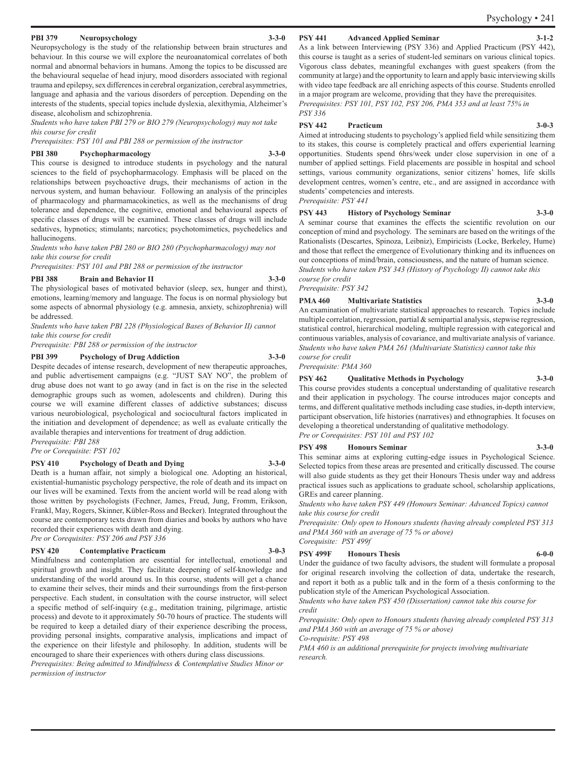### PBI 379 Neuropsychology 3-3-0

Neuropsychology is the study of the relationship between brain structures and behaviour. In this course we will explore the neuroanatomical correlates of both normal and abnormal behaviors in humans. Among the topics to be discussed are the behavioural sequelae of head injury, mood disorders associated with regional trauma and epilepsy, sex differences in cerebral organization, cerebral asymmetries, language and aphasia and the various disorders of perception. Depending on the interests of the students, special topics include dyslexia, alexithymia, Alzheimer's disease, alcoholism and schizophrenia.

*Students who have taken PBI 279 or BIO 279 (Neuropsychology) may not take this course for credit*

*Prerequisites: PSY 101 and PBI 288 or permission of the instructor*

### PBI 380 Psychopharmacology 3-3-0

This course is designed to introduce students in psychology and the natural sciences to the field of psychopharmacology. Emphasis will be placed on the relationships between psychoactive drugs, their mechanisms of action in the nervous system, and human behaviour. Following an analysis of the principles of pharmacology and pharmamacokinetics, as well as the mechanisms of drug tolerance and dependence, the cognitive, emotional and behavioural aspects of specific classes of drugs will be examined. These classes of drugs will include sedatives, hypnotics; stimulants; narcotics; psychotomimetics, psychedelics and hallucinogens.

*Students who have taken PBI 280 or BIO 280 (Psychopharmacology) may not take this course for credit*

*Prerequisites: PSY 101 and PBI 288 or permission of the instructor*

### PBI 388 Brain and Behavior II 3-3-0

The physiological bases of motivated behavior (sleep, sex, hunger and thirst), emotions, learning/memory and language. The focus is on normal physiology but some aspects of abnormal physiology (e.g. amnesia, anxiety, schizophrenia) will be addressed.

*Students who have taken PBI 228 (Physiological Bases of Behavior II) cannot take this course for credit*

*Prerequisite: PBI 288 or permission of the instructor*

### PBI 399 Psychology of Drug Addiction 3-3-0

Despite decades of intense research, development of new therapeutic approaches, and public advertisement campaigns (e.g. "JUST SAY NO", the problem of drug abuse does not want to go away (and in fact is on the rise in the selected demographic groups such as women, adolescents and children). During this course we will examine different classes of addictive substances; discuss various neurobiological, psychological and sociocultural factors implicated in the initiation and development of dependence; as well as evaluate critically the available therapies and interventions for treatment of drug addiction.

*Prerequisite: PBI 288*

*Pre or Corequisite: PSY 102*

### PSY 410 Psychology of Death and Dying 3-3-0

Death is a human affair, not simply a biological one. Adopting an historical, existential-humanistic psychology perspective, the role of death and its impact on our lives will be examined. Texts from the ancient world will be read along with those written by psychologists (Fechner, James, Freud, Jung, Fromm, Erikson, Frankl, May, Rogers, Skinner, Kübler-Ross and Becker). Integrated throughout the course are contemporary texts drawn from diaries and books by authors who have recorded their experiences with death and dying.

*Pre or Corequisites: PSY 206 and PSY 336*

### PSY 420 Contemplative Practicum 3-0-3

Mindfulness and contemplation are essential for intellectual, emotional and spiritual growth and insight. They facilitate deepening of self-knowledge and understanding of the world around us. In this course, students will get a chance to examine their selves, their minds and their surroundings from the first-person perspective. Each student, in consultation with the course instructor, will select a specific method of self-inquiry (e.g., meditation training, pilgrimage, artistic process) and devote to it approximately 50-70 hours of practice. The students will be required to keep a detailed diary of their experience describing the process, providing personal insights, comparative analysis, implications and impact of the experience on their lifestyle and philosophy. In addition, students will be encouraged to share their experiences with others during class discussions.

*Prerequisites: Being admitted to Mindfulness & Contemplative Studies Minor or permission of instructor*

### PSY 441 Advanced Applied Seminar 3-1-2

As a link between Interviewing (PSY 336) and Applied Practicum (PSY 442), this course is taught as a series of student-led seminars on various clinical topics. Vigorous class debates, meaningful exchanges with guest speakers (from the community at large) and the opportunity to learn and apply basic interviewing skills with video tape feedback are all enriching aspects of this course. Students enrolled in a major program are welcome, providing that they have the prerequisites.

*Prerequisites: PSY 101, PSY 102, PSY 206, PMA 353 and at least 75% in PSY 336*

### PSY 442 Practicum 3-0-3

Aimed at introducing students to psychology's applied field while sensitizing them to its stakes, this course is completely practical and offers experiential learning opportunities. Students spend 6hrs/week under close supervision in one of a number of applied settings. Field placements are possible in hospital and school settings, various community organizations, senior citizens' homes, life skills development centres, women's centre, etc., and are assigned in accordance with students' competencies and interests.

*Prerequisite: PSY 441*

### PSY 443 History of Psychology Seminar 3-3-0

A seminar course that examines the effects the scientific revolution on our conception of mind and psychology. The seminars are based on the writings of the Rationalists (Descartes, Spinoza, Leibniz), Empiricists (Locke, Berkeley, Hume) and those that reflect the emergence of Evolutionary thinking and its influences on our conceptions of mind/brain, consciousness, and the nature of human science.

*Students who have taken PSY 343 (History of Psychology II) cannot take this course for credit*

*Prerequisite: PSY 342*

### PMA 460 Multivariate Statistics 3-3-0

An examination of multivariate statistical approaches to research. Topics include multiple correlation, regression, partial & semipartial analysis, stepwise regression, statistical control, hierarchical modeling, multiple regression with categorical and continuous variables, analysis of covariance, and multivariate analysis of variance.

*Students who have taken PMA 261 (Multivariate Statistics) cannot take this course for credit*

*Prerequisite: PMA 360*

### PSY 462 Qualitative Methods in Psychology 3-3-0

This course provides students a conceptual understanding of qualitative research and their application in psychology. The course introduces major concepts and terms, and different qualitative methods including case studies, in-depth interview, participant observation, life histories (narratives) and ethnographies. It focuses on developing a theoretical understanding of qualitative methodology.

*Pre or Corequisites: PSY 101 and PSY 102*

### PSY 498 Honours Seminar 3-3-0

This seminar aims at exploring cutting-edge issues in Psychological Science. Selected topics from these areas are presented and critically discussed. The course will also guide students as they get their Honours Thesis under way and address practical issues such as applications to graduate school, scholarship applications, GREs and career planning.

*Students who have taken PSY 449 (Honours Seminar: Advanced Topics) cannot take this course for credit*

*Prerequisite: Only open to Honours students (having already completed PSY 313 and PMA 360 with an average of 75 % or above)*

*Corequisite: PSY 499f*

### PSY 499F Honours Thesis 6-0-0

Under the guidance of two faculty advisors, the student will formulate a proposal for original research involving the collection of data, undertake the research, and report it both as a public talk and in the form of a thesis conforming to the publication style of the American Psychological Association.

*Students who have taken PSY 450 (Dissertation) cannot take this course for credit*

*Prerequisite: Only open to Honours students (having already completed PSY 313 and PMA 360 with an average of 75 % or above)*

*Co-requisite: PSY 498*

*PMA 460 is an additional prerequisite for projects involving multivariate research.*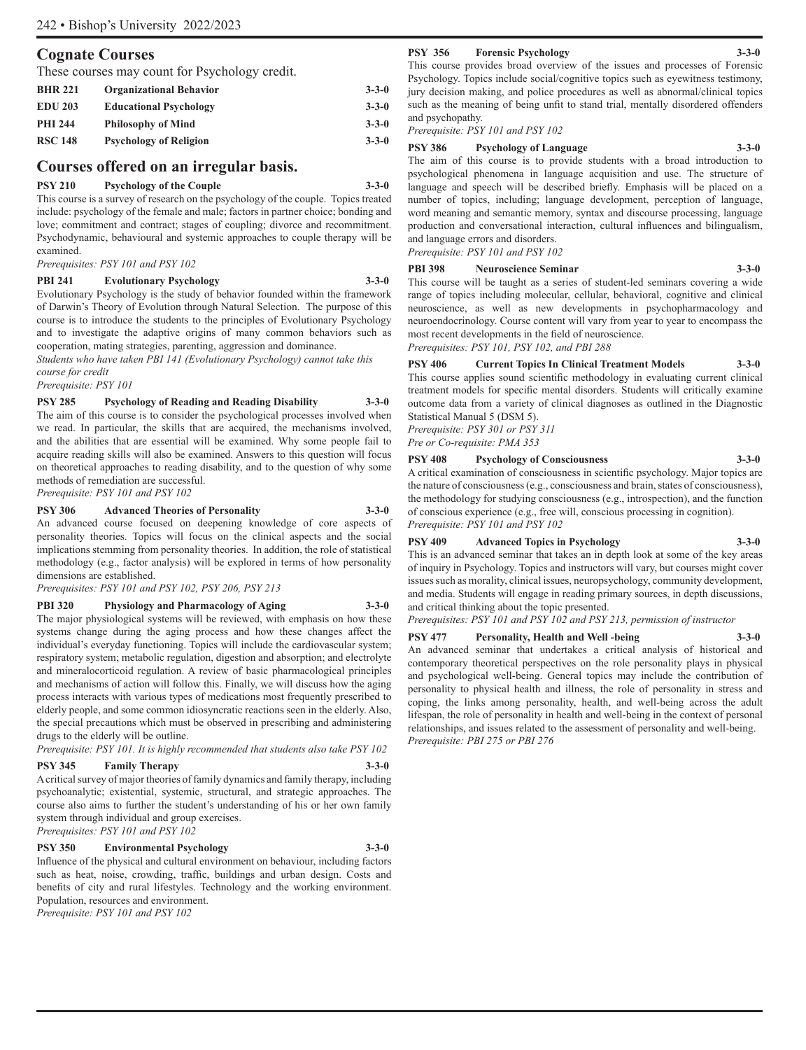## Cognate Courses

These courses may count for Psychology credit.

| | | |
|---|---|---|
| **BHR 221** | **Organizational Behavior** | **3-3-0** |
| **EDU 203** | **Educational Psychology** | **3-3-0** |
| **PHI 244** | **Philosophy of Mind** | **3-3-0** |
| **RSC 148** | **Psychology of Religion** | **3-3-0** |

## Courses offered on an irregular basis.

**PSY 210 Psychology of the Couple 3-3-0**

This course is a survey of research on the psychology of the couple. Topics treated include: psychology of the female and male; factors in partner choice; bonding and love; commitment and contract; stages of coupling; divorce and recommitment. Psychodynamic, behavioural and systemic approaches to couple therapy will be examined.

*Prerequisites: PSY 101 and PSY 102*

**PBI 241 Evolutionary Psychology 3-3-0**

Evolutionary Psychology is the study of behavior founded within the framework of Darwin's Theory of Evolution through Natural Selection. The purpose of this course is to introduce the students to the principles of Evolutionary Psychology and to investigate the adaptive origins of many common behaviors such as cooperation, mating strategies, parenting, aggression and dominance.

*Students who have taken PBI 141 (Evolutionary Psychology) cannot take this course for credit*

*Prerequisite: PSY 101*

**PSY 285 Psychology of Reading and Reading Disability 3-3-0**

The aim of this course is to consider the psychological processes involved when we read. In particular, the skills that are acquired, the mechanisms involved, and the abilities that are essential will be examined. Why some people fail to acquire reading skills will also be examined. Answers to this question will focus on theoretical approaches to reading disability, and to the question of why some methods of remediation are successful.

*Prerequisite: PSY 101 and PSY 102*

**PSY 306 Advanced Theories of Personality 3-3-0**

An advanced course focused on deepening knowledge of core aspects of personality theories. Topics will focus on the clinical aspects and the social implications stemming from personality theories. In addition, the role of statistical methodology (e.g., factor analysis) will be explored in terms of how personality dimensions are established.

*Prerequisites: PSY 101 and PSY 102, PSY 206, PSY 213*

**PBI 320 Physiology and Pharmacology of Aging 3-3-0**

The major physiological systems will be reviewed, with emphasis on how these systems change during the aging process and how these changes affect the individual's everyday functioning. Topics will include the cardiovascular system; respiratory system; metabolic regulation, digestion and absorption; and electrolyte and mineralocorticoid regulation. A review of basic pharmacological principles and mechanisms of action will follow this. Finally, we will discuss how the aging process interacts with various types of medications most frequently prescribed to elderly people, and some common idiosyncratic reactions seen in the elderly. Also, the special precautions which must be observed in prescribing and administering drugs to the elderly will be outline.

*Prerequisite: PSY 101. It is highly recommended that students also take PSY 102*

**PSY 345 Family Therapy 3-3-0**

A critical survey of major theories of family dynamics and family therapy, including psychoanalytic; existential, systemic, structural, and strategic approaches. The course also aims to further the student's understanding of his or her own family system through individual and group exercises.

*Prerequisites: PSY 101 and PSY 102*

**PSY 350 Environmental Psychology 3-3-0**

Influence of the physical and cultural environment on behaviour, including factors such as heat, noise, crowding, traffic, buildings and urban design. Costs and benefits of city and rural lifestyles. Technology and the working environment. Population, resources and environment.

*Prerequisite: PSY 101 and PSY 102*

**PSY 356 Forensic Psychology 3-3-0**

This course provides broad overview of the issues and processes of Forensic Psychology. Topics include social/cognitive topics such as eyewitness testimony, jury decision making, and police procedures as well as abnormal/clinical topics such as the meaning of being unfit to stand trial, mentally disordered offenders and psychopathy.

*Prerequisite: PSY 101 and PSY 102*

**PSY 386 Psychology of Language 3-3-0**

The aim of this course is to provide students with a broad introduction to psychological phenomena in language acquisition and use. The structure of language and speech will be described briefly. Emphasis will be placed on a number of topics, including; language development, perception of language, word meaning and semantic memory, syntax and discourse processing, language production and conversational interaction, cultural influences and bilingualism, and language errors and disorders.

*Prerequisite: PSY 101 and PSY 102*

**PBI 398 Neuroscience Seminar 3-3-0**

This course will be taught as a series of student-led seminars covering a wide range of topics including molecular, cellular, behavioral, cognitive and clinical neuroscience, as well as new developments in psychopharmacology and neuroendocrinology. Course content will vary from year to year to encompass the most recent developments in the field of neuroscience.

*Prerequisites: PSY 101, PSY 102, and PBI 288*

**PSY 406 Current Topics In Clinical Treatment Models 3-3-0**

This course applies sound scientific methodology in evaluating current clinical treatment models for specific mental disorders. Students will critically examine outcome data from a variety of clinical diagnoses as outlined in the Diagnostic Statistical Manual 5 (DSM 5).

*Prerequisite: PSY 301 or PSY 311*

*Pre or Co-requisite: PMA 353*

**PSY 408 Psychology of Consciousness 3-3-0**

A critical examination of consciousness in scientific psychology. Major topics are the nature of consciousness (e.g., consciousness and brain, states of consciousness), the methodology for studying consciousness (e.g., introspection), and the function of conscious experience (e.g., free will, conscious processing in cognition).

*Prerequisite: PSY 101 and PSY 102*

**PSY 409 Advanced Topics in Psychology 3-3-0**

This is an advanced seminar that takes an in depth look at some of the key areas of inquiry in Psychology. Topics and instructors will vary, but courses might cover issues such as morality, clinical issues, neuropsychology, community development, and media. Students will engage in reading primary sources, in depth discussions, and critical thinking about the topic presented.

*Prerequisites: PSY 101 and PSY 102 and PSY 213, permission of instructor*

**PSY 477 Personality, Health and Well -being 3-3-0**

An advanced seminar that undertakes a critical analysis of historical and contemporary theoretical perspectives on the role personality plays in physical and psychological well-being. General topics may include the contribution of personality to physical health and illness, the role of personality in stress and coping, the links among personality, health, and well-being across the adult lifespan, the role of personality in health and well-being in the context of personal relationships, and issues related to the assessment of personality and well-being.

*Prerequisite: PBI 275 or PBI 276*